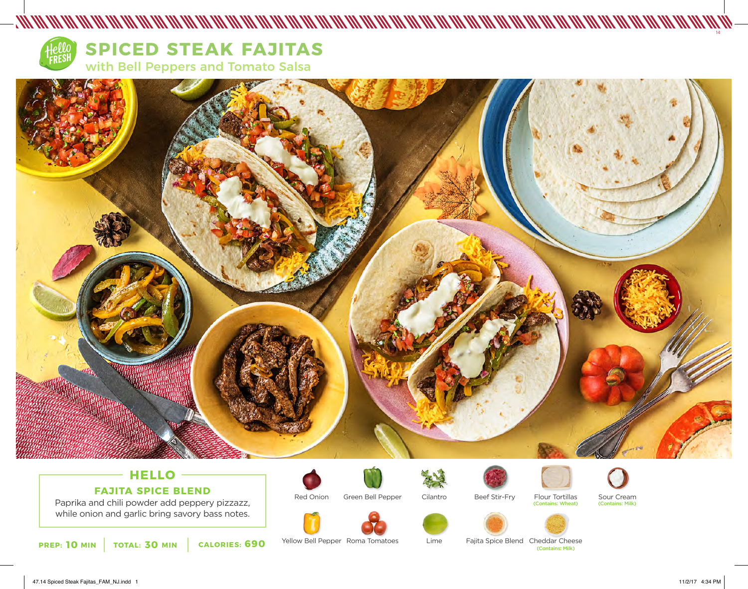# SPICED STEAK FAJITAS

## with Bell Peppers and Tomato Salsa

### HELLO

**FAJITA SPICE BLEND**

Paprika and chili powder add peppery pizzazz, while onion and garlic bring savory bass notes.

**PREP: 10 MIN** | **TOTAL: 30 MIN** | **CALORIES: 690**

- Red Onion
- Green Bell Pepper
- Cilantro
- Beef Stir-Fry
- Flour Tortillas (Contains: Wheat)
- Sour Cream (Contains: Milk)
- Yellow Bell Pepper
- Roma Tomatoes
- Lime
- Fajita Spice Blend
- Cheddar Cheese (Contains: Milk)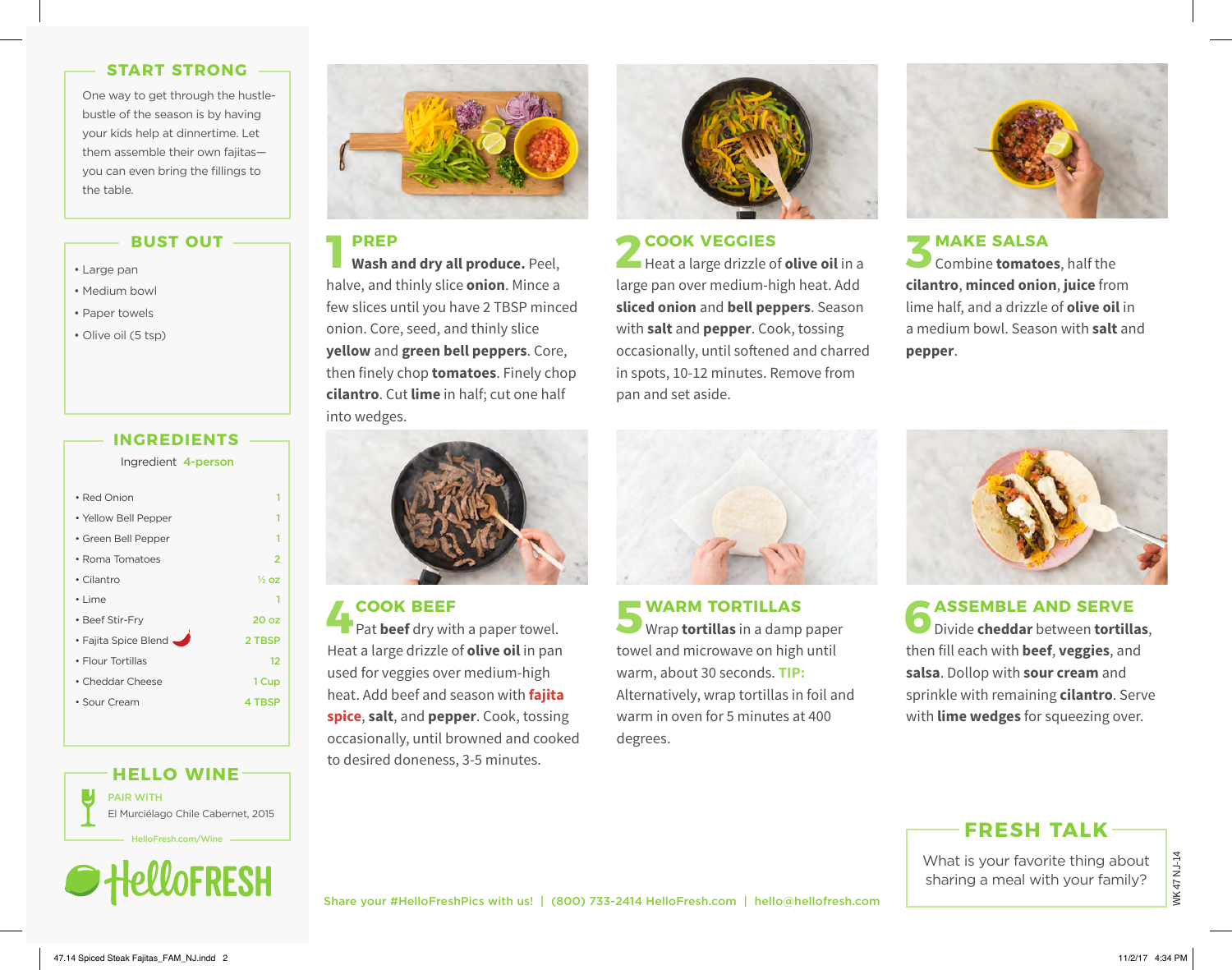## START STRONG

One way to get through the hustle-bustle of the season is by having your kids help at dinnertime. Let them assemble their own fajitas—you can even bring the fillings to the table.

## BUST OUT

- Large pan
- Medium bowl
- Paper towels
- Olive oil (5 tsp)

## INGREDIENTS

| Ingredient | 4-person |
|---|---|
| • Red Onion | 1 |
| • Yellow Bell Pepper | 1 |
| • Green Bell Pepper | 1 |
| • Roma Tomatoes | 2 |
| • Cilantro | ½ oz |
| • Lime | 1 |
| • Beef Stir-Fry | 20 oz |
| • Fajita Spice Blend | 2 TBSP |
| • Flour Tortillas | 12 |
| • Cheddar Cheese | 1 Cup |
| • Sour Cream | 4 TBSP |

## HELLO WINE

PAIR WITH
El Murciélago Chile Cabernet, 2015

HelloFresh.com/Wine

HelloFRESH

## 1 PREP

**Wash and dry all produce.** Peel, halve, and thinly slice **onion**. Mince a few slices until you have 2 TBSP minced onion. Core, seed, and thinly slice **yellow** and **green bell peppers**. Core, then finely chop **tomatoes**. Finely chop **cilantro**. Cut **lime** in half; cut one half into wedges.

## 2 COOK VEGGIES

Heat a large drizzle of **olive oil** in a large pan over medium-high heat. Add **sliced onion** and **bell peppers**. Season with **salt** and **pepper**. Cook, tossing occasionally, until softened and charred in spots, 10-12 minutes. Remove from pan and set aside.

## 3 MAKE SALSA

Combine **tomatoes**, half the **cilantro**, **minced onion**, **juice** from lime half, and a drizzle of **olive oil** in a medium bowl. Season with **salt** and **pepper**.

## 4 COOK BEEF

Pat **beef** dry with a paper towel. Heat a large drizzle of **olive oil** in pan used for veggies over medium-high heat. Add beef and season with **fajita spice**, **salt**, and **pepper**. Cook, tossing occasionally, until browned and cooked to desired doneness, 3-5 minutes.

## 5 WARM TORTILLAS

Wrap **tortillas** in a damp paper towel and microwave on high until warm, about 30 seconds. **TIP:** Alternatively, wrap tortillas in foil and warm in oven for 5 minutes at 400 degrees.

## 6 ASSEMBLE AND SERVE

Divide **cheddar** between **tortillas**, then fill each with **beef**, **veggies**, and **salsa**. Dollop with **sour cream** and sprinkle with remaining **cilantro**. Serve with **lime wedges** for squeezing over.

## FRESH TALK

What is your favorite thing about sharing a meal with your family?

Share your #HelloFreshPics with us! | (800) 733-2414 HelloFresh.com | hello@hellofresh.com

WK 47 NJ-14